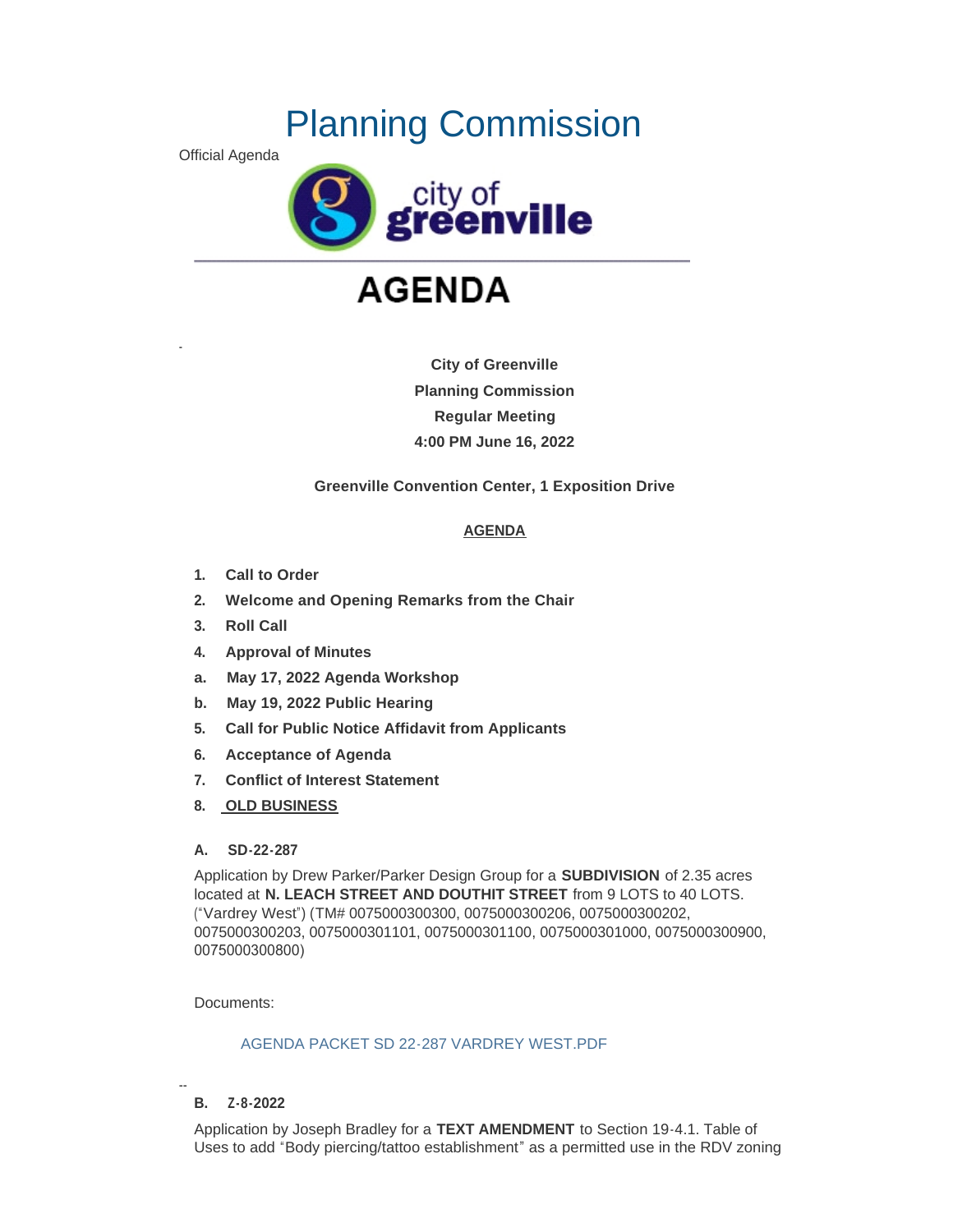# Planning Commission

Official Agenda

city of greenville

# AGENDA

**City of Greenville**
**Planning Commission**
**Regular Meeting**
**4:00 PM June 16, 2022**

**Greenville Convention Center, 1 Exposition Drive**

**AGENDA**

1. **Call to Order**
2. **Welcome and Opening Remarks from the Chair**
3. **Roll Call**
4. **Approval of Minutes**
   a. **May 17, 2022 Agenda Workshop**
   b. **May 19, 2022 Public Hearing**
5. **Call for Public Notice Affidavit from Applicants**
6. **Acceptance of Agenda**
7. **Conflict of Interest Statement**
8. **OLD BUSINESS**

**A. SD-22-287**

Application by Drew Parker/Parker Design Group for a **SUBDIVISION** of 2.35 acres located at **N. LEACH STREET AND DOUTHIT STREET** from 9 LOTS to 40 LOTS. ("Vardrey West") (TM# 0075000300300, 0075000300206, 0075000300202, 0075000300203, 0075000301101, 0075000301100, 0075000301000, 0075000300900, 0075000300800)

Documents:

AGENDA PACKET SD 22-287 VARDREY WEST.PDF

**B. Z-8-2022**

Application by Joseph Bradley for a **TEXT AMENDMENT** to Section 19-4.1. Table of Uses to add "Body piercing/tattoo establishment" as a permitted use in the RDV zoning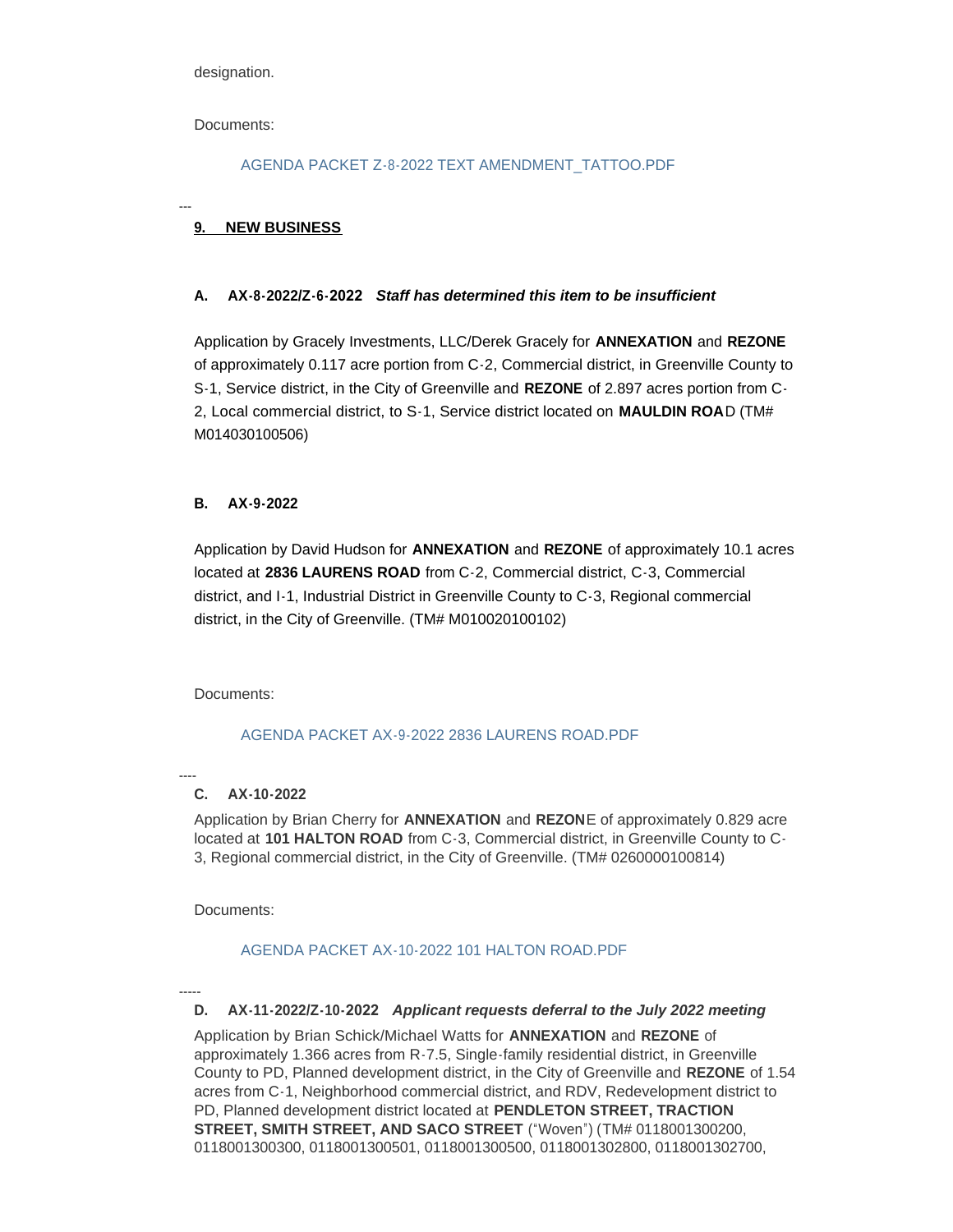designation.

Documents:

AGENDA PACKET Z-8-2022 TEXT AMENDMENT_TATTOO.PDF

---

## 9. NEW BUSINESS

### A. AX-8-2022/Z-6-2022 *Staff has determined this item to be insufficient*

Application by Gracely Investments, LLC/Derek Gracely for **ANNEXATION** and **REZONE** of approximately 0.117 acre portion from C-2, Commercial district, in Greenville County to S-1, Service district, in the City of Greenville and **REZONE** of 2.897 acres portion from C-2, Local commercial district, to S-1, Service district located on **MAULDIN ROA**D (TM# M014030100506)

### B. AX-9-2022

Application by David Hudson for **ANNEXATION** and **REZONE** of approximately 10.1 acres located at **2836 LAURENS ROAD** from C-2, Commercial district, C-3, Commercial district, and I-1, Industrial District in Greenville County to C-3, Regional commercial district, in the City of Greenville. (TM# M010020100102)

Documents:

AGENDA PACKET AX-9-2022 2836 LAURENS ROAD.PDF

---

### C. AX-10-2022

Application by Brian Cherry for **ANNEXATION** and **REZON**E of approximately 0.829 acre located at **101 HALTON ROAD** from C-3, Commercial district, in Greenville County to C-3, Regional commercial district, in the City of Greenville. (TM# 0260000100814)

Documents:

AGENDA PACKET AX-10-2022 101 HALTON ROAD.PDF

---

### D. AX-11-2022/Z-10-2022 *Applicant requests deferral to the July 2022 meeting*

Application by Brian Schick/Michael Watts for **ANNEXATION** and **REZONE** of approximately 1.366 acres from R-7.5, Single-family residential district, in Greenville County to PD, Planned development district, in the City of Greenville and **REZONE** of 1.54 acres from C-1, Neighborhood commercial district, and RDV, Redevelopment district to PD, Planned development district located at **PENDLETON STREET, TRACTION STREET, SMITH STREET, AND SACO STREET** ("Woven") (TM# 0118001300200, 0118001300300, 0118001300501, 0118001300500, 0118001302800, 0118001302700,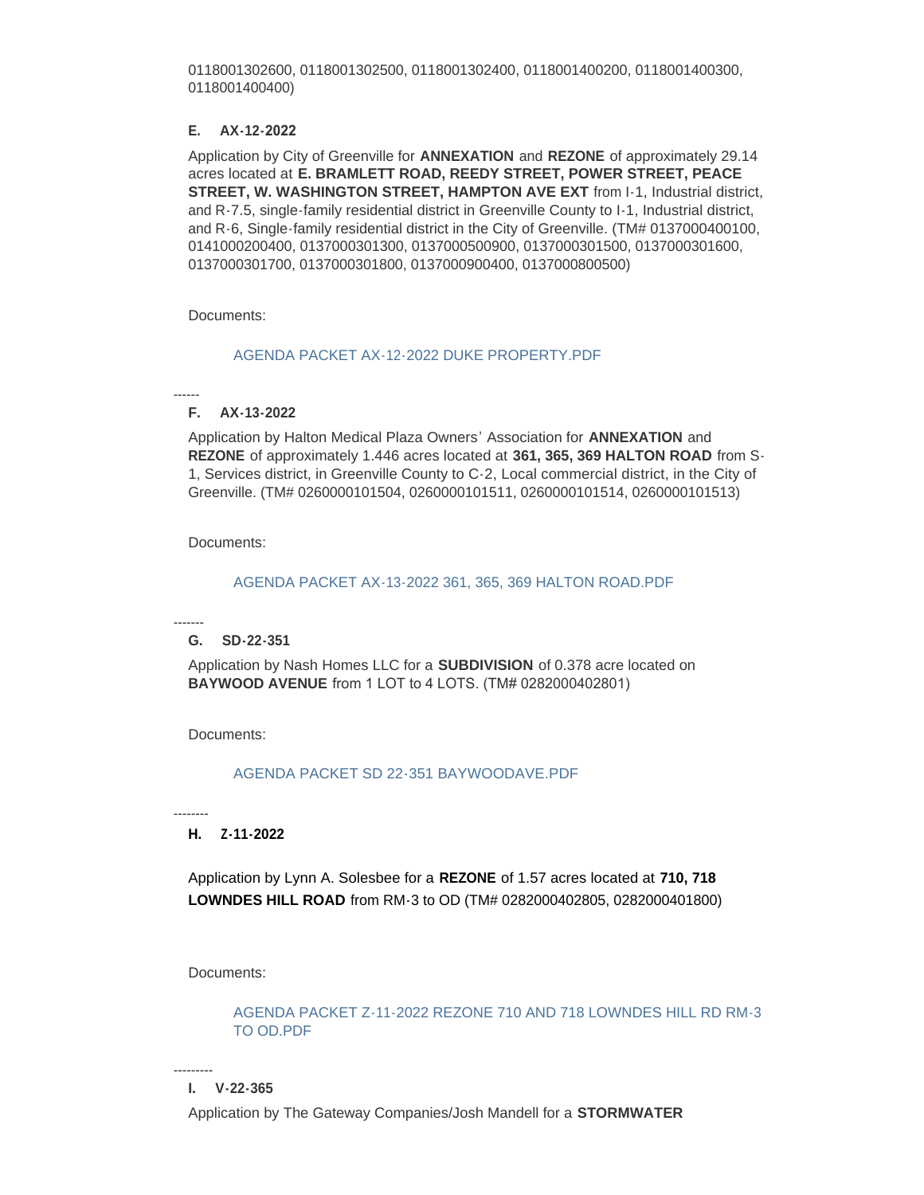0118001302600, 0118001302500, 0118001302400, 0118001400200, 0118001400300, 0118001400400)

### E. AX-12-2022

Application by City of Greenville for **ANNEXATION** and **REZONE** of approximately 29.14 acres located at **E. BRAMLETT ROAD, REEDY STREET, POWER STREET, PEACE STREET, W. WASHINGTON STREET, HAMPTON AVE EXT** from I-1, Industrial district, and R-7.5, single-family residential district in Greenville County to I-1, Industrial district, and R-6, Single-family residential district in the City of Greenville. (TM# 0137000400100, 0141000200400, 0137000301300, 0137000500900, 0137000301500, 0137000301600, 0137000301700, 0137000301800, 0137000900400, 0137000800500)

Documents:

AGENDA PACKET AX-12-2022 DUKE PROPERTY.PDF

------

### F. AX-13-2022

Application by Halton Medical Plaza Owners' Association for **ANNEXATION** and **REZONE** of approximately 1.446 acres located at **361, 365, 369 HALTON ROAD** from S-1, Services district, in Greenville County to C-2, Local commercial district, in the City of Greenville. (TM# 0260000101504, 0260000101511, 0260000101514, 0260000101513)

Documents:

AGENDA PACKET AX-13-2022 361, 365, 369 HALTON ROAD.PDF

-------

### G. SD-22-351

Application by Nash Homes LLC for a **SUBDIVISION** of 0.378 acre located on **BAYWOOD AVENUE** from 1 LOT to 4 LOTS. (TM# 0282000402801)

Documents:

AGENDA PACKET SD 22-351 BAYWOODAVE.PDF

--------

### H. Z-11-2022

Application by Lynn A. Solesbee for a **REZONE** of 1.57 acres located at **710, 718 LOWNDES HILL ROAD** from RM-3 to OD (TM# 0282000402805, 0282000401800)

Documents:

AGENDA PACKET Z-11-2022 REZONE 710 AND 718 LOWNDES HILL RD RM-3 TO OD.PDF

---------

### I. V-22-365

Application by The Gateway Companies/Josh Mandell for a **STORMWATER**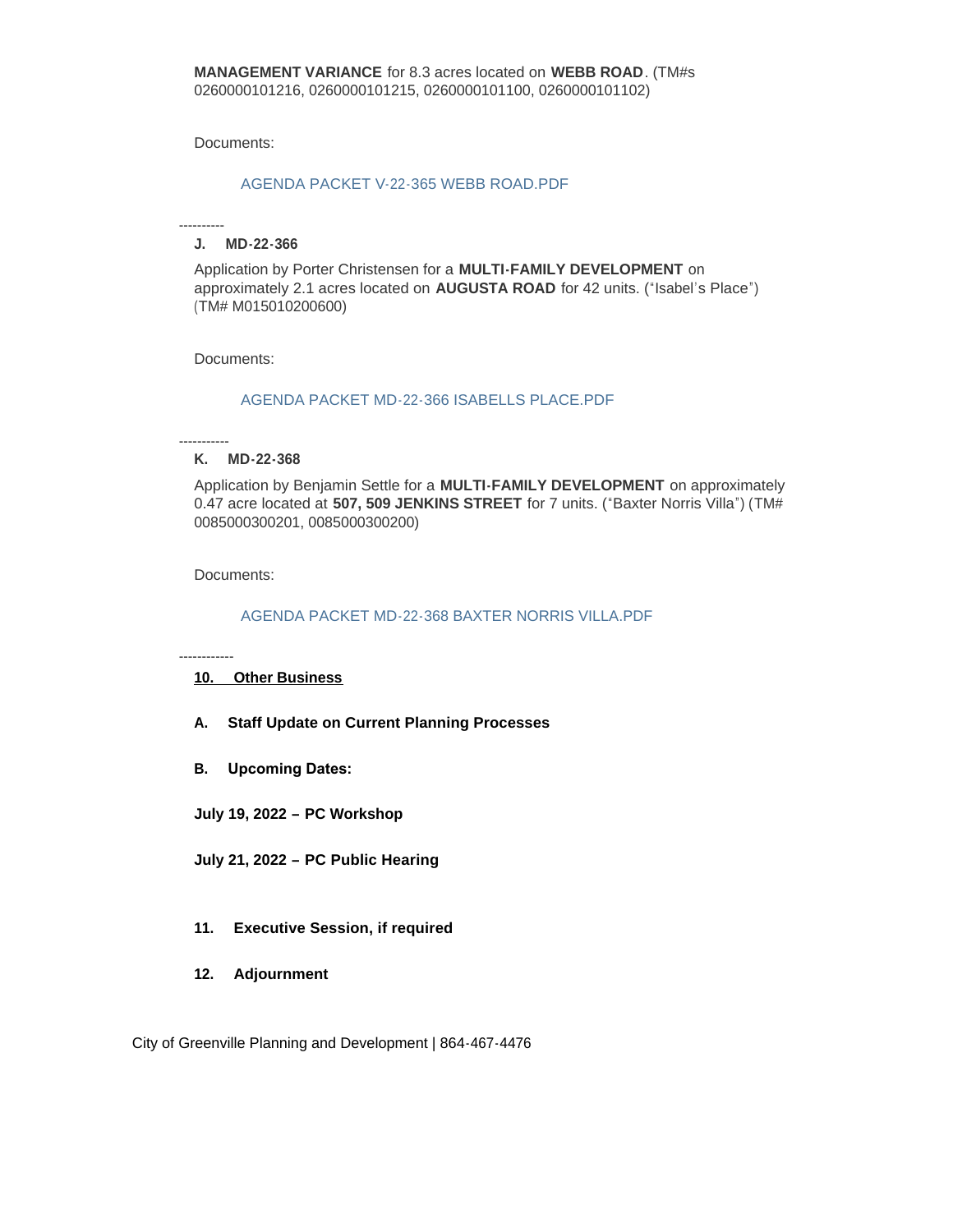**MANAGEMENT VARIANCE** for 8.3 acres located on **WEBB ROAD**. (TM#s 0260000101216, 0260000101215, 0260000101100, 0260000101102)

Documents:

AGENDA PACKET V-22-365 WEBB ROAD.PDF

----------

**J. MD-22-366**

Application by Porter Christensen for a **MULTI-FAMILY DEVELOPMENT** on approximately 2.1 acres located on **AUGUSTA ROAD** for 42 units. ("Isabel's Place") (TM# M015010200600)

Documents:

AGENDA PACKET MD-22-366 ISABELLS PLACE.PDF

-----------

**K. MD-22-368**

Application by Benjamin Settle for a **MULTI-FAMILY DEVELOPMENT** on approximately 0.47 acre located at **507, 509 JENKINS STREET** for 7 units. ("Baxter Norris Villa") (TM# 0085000300201, 0085000300200)

Documents:

AGENDA PACKET MD-22-368 BAXTER NORRIS VILLA.PDF

------------

**10. Other Business**

**A. Staff Update on Current Planning Processes**

**B. Upcoming Dates:**

**July 19, 2022 – PC Workshop**

**July 21, 2022 – PC Public Hearing**

**11. Executive Session, if required**

**12. Adjournment**

City of Greenville Planning and Development | 864-467-4476